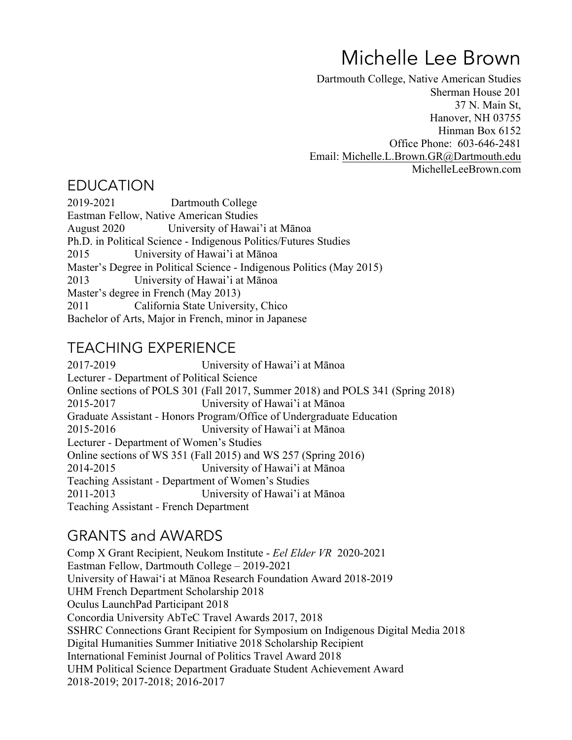# Michelle Lee Brown

Dartmouth College, Native American Studies
Sherman House 201
37 N. Main St,
Hanover, NH 03755
Hinman Box 6152
Office Phone: 603-646-2481
Email: Michelle.L.Brown.GR@Dartmouth.edu
MichelleLeeBrown.com

## EDUCATION

2019-2021 Dartmouth College
Eastman Fellow, Native American Studies
August 2020 University of Hawai'i at Mānoa
Ph.D. in Political Science - Indigenous Politics/Futures Studies
2015 University of Hawai'i at Mānoa
Master's Degree in Political Science - Indigenous Politics (May 2015)
2013 University of Hawai'i at Mānoa
Master's degree in French (May 2013)
2011 California State University, Chico
Bachelor of Arts, Major in French, minor in Japanese

## TEACHING EXPERIENCE

2017-2019 University of Hawai'i at Mānoa
Lecturer - Department of Political Science
Online sections of POLS 301 (Fall 2017, Summer 2018) and POLS 341 (Spring 2018)
2015-2017 University of Hawai'i at Mānoa
Graduate Assistant - Honors Program/Office of Undergraduate Education
2015-2016 University of Hawai'i at Mānoa
Lecturer - Department of Women's Studies
Online sections of WS 351 (Fall 2015) and WS 257 (Spring 2016)
2014-2015 University of Hawai'i at Mānoa
Teaching Assistant - Department of Women's Studies
2011-2013 University of Hawai'i at Mānoa
Teaching Assistant - French Department

## GRANTS and AWARDS

Comp X Grant Recipient, Neukom Institute - *Eel Elder VR* 2020-2021
Eastman Fellow, Dartmouth College – 2019-2021
University of Hawai'i at Mānoa Research Foundation Award 2018-2019
UHM French Department Scholarship 2018
Oculus LaunchPad Participant 2018
Concordia University AbTeC Travel Awards 2017, 2018
SSHRC Connections Grant Recipient for Symposium on Indigenous Digital Media 2018
Digital Humanities Summer Initiative 2018 Scholarship Recipient
International Feminist Journal of Politics Travel Award 2018
UHM Political Science Department Graduate Student Achievement Award
2018-2019; 2017-2018; 2016-2017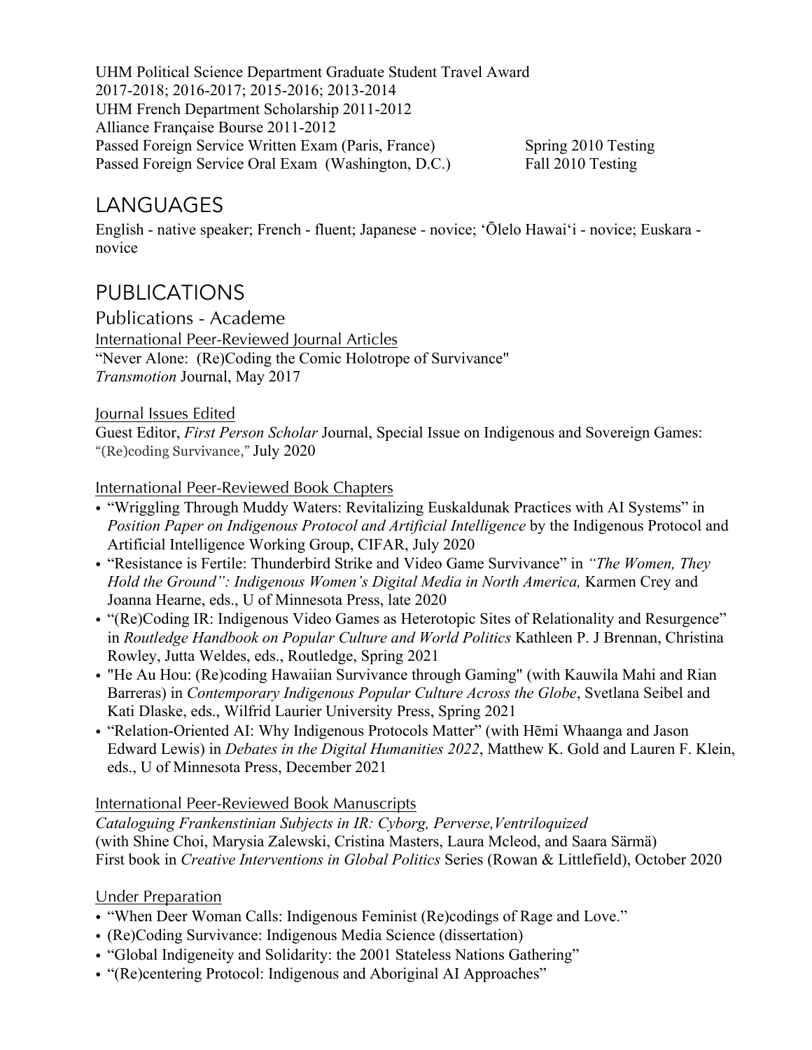UHM Political Science Department Graduate Student Travel Award
2017-2018; 2016-2017; 2015-2016; 2013-2014
UHM French Department Scholarship 2011-2012
Alliance Française Bourse 2011-2012
Passed Foreign Service Written Exam (Paris, France) Spring 2010 Testing
Passed Foreign Service Oral Exam (Washington, D.C.) Fall 2010 Testing

# LANGUAGES

English - native speaker; French - fluent; Japanese - novice; ʻŌlelo Hawaiʻi - novice; Euskara - novice

# PUBLICATIONS

## Publications - Academe

### International Peer-Reviewed Journal Articles

"Never Alone: (Re)Coding the Comic Holotrope of Survivance"
*Transmotion* Journal, May 2017

### Journal Issues Edited

Guest Editor, *First Person Scholar* Journal, Special Issue on Indigenous and Sovereign Games: "(Re)coding Survivance," July 2020

### International Peer-Reviewed Book Chapters

- "Wriggling Through Muddy Waters: Revitalizing Euskaldunak Practices with AI Systems" in *Position Paper on Indigenous Protocol and Artificial Intelligence* by the Indigenous Protocol and Artificial Intelligence Working Group, CIFAR, July 2020
- "Resistance is Fertile: Thunderbird Strike and Video Game Survivance" in *"The Women, They Hold the Ground": Indigenous Women's Digital Media in North America,* Karmen Crey and Joanna Hearne, eds., U of Minnesota Press, late 2020
- "(Re)Coding IR: Indigenous Video Games as Heterotopic Sites of Relationality and Resurgence" in *Routledge Handbook on Popular Culture and World Politics* Kathleen P. J Brennan, Christina Rowley, Jutta Weldes, eds., Routledge, Spring 2021
- "He Au Hou: (Re)coding Hawaiian Survivance through Gaming" (with Kauwila Mahi and Rian Barreras) in *Contemporary Indigenous Popular Culture Across the Globe*, Svetlana Seibel and Kati Dlaske, eds., Wilfrid Laurier University Press, Spring 2021
- "Relation-Oriented AI: Why Indigenous Protocols Matter" (with Hēmi Whaanga and Jason Edward Lewis) in *Debates in the Digital Humanities 2022*, Matthew K. Gold and Lauren F. Klein, eds., U of Minnesota Press, December 2021

### International Peer-Reviewed Book Manuscripts

*Cataloguing Frankenstinian Subjects in IR: Cyborg, Perverse,Ventriloquized*
(with Shine Choi, Marysia Zalewski, Cristina Masters, Laura Mcleod, and Saara Särmä)
First book in *Creative Interventions in Global Politics* Series (Rowan & Littlefield), October 2020

### Under Preparation

- "When Deer Woman Calls: Indigenous Feminist (Re)codings of Rage and Love."
- (Re)Coding Survivance: Indigenous Media Science (dissertation)
- "Global Indigeneity and Solidarity: the 2001 Stateless Nations Gathering"
- "(Re)centering Protocol: Indigenous and Aboriginal AI Approaches"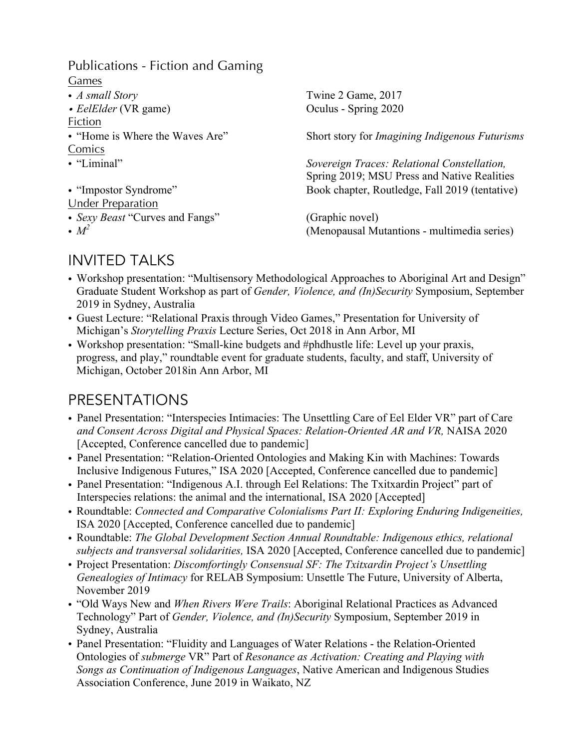## Publications - Fiction and Gaming

### Games

- *A small Story* — Twine 2 Game, 2017
- *EelElder* (VR game) — Oculus - Spring 2020

### Fiction

- "Home is Where the Waves Are" — Short story for *Imagining Indigenous Futurisms*

### Comics

- "Liminal" — *Sovereign Traces: Relational Constellation,* Spring 2019; MSU Press and Native Realities
- "Impostor Syndrome" — Book chapter, Routledge, Fall 2019 (tentative)

### Under Preparation

- *Sexy Beast* "Curves and Fangs" — (Graphic novel)
- $M^2$ — (Menopausal Mutantions - multimedia series)

# INVITED TALKS

- Workshop presentation: "Multisensory Methodological Approaches to Aboriginal Art and Design" Graduate Student Workshop as part of *Gender, Violence, and (In)Security* Symposium, September 2019 in Sydney, Australia
- Guest Lecture: "Relational Praxis through Video Games," Presentation for University of Michigan's *Storytelling Praxis* Lecture Series, Oct 2018 in Ann Arbor, MI
- Workshop presentation: "Small-kine budgets and #phdhustle life: Level up your praxis, progress, and play," roundtable event for graduate students, faculty, and staff, University of Michigan, October 2018in Ann Arbor, MI

# PRESENTATIONS

- Panel Presentation: "Interspecies Intimacies: The Unsettling Care of Eel Elder VR" part of Care *and Consent Across Digital and Physical Spaces: Relation-Oriented AR and VR,* NAISA 2020 [Accepted, Conference cancelled due to pandemic]
- Panel Presentation: "Relation-Oriented Ontologies and Making Kin with Machines: Towards Inclusive Indigenous Futures," ISA 2020 [Accepted, Conference cancelled due to pandemic]
- Panel Presentation: "Indigenous A.I. through Eel Relations: The Txitxardin Project" part of Interspecies relations: the animal and the international, ISA 2020 [Accepted]
- Roundtable: *Connected and Comparative Colonialisms Part II: Exploring Enduring Indigeneities,* ISA 2020 [Accepted, Conference cancelled due to pandemic]
- Roundtable: *The Global Development Section Annual Roundtable: Indigenous ethics, relational subjects and transversal solidarities,* ISA 2020 [Accepted, Conference cancelled due to pandemic]
- Project Presentation: *Discomfortingly Consensual SF: The Txitxardin Project's Unsettling Genealogies of Intimacy* for RELAB Symposium: Unsettle The Future, University of Alberta, November 2019
- "Old Ways New and *When Rivers Were Trails*: Aboriginal Relational Practices as Advanced Technology" Part of *Gender, Violence, and (In)Security* Symposium, September 2019 in Sydney, Australia
- Panel Presentation: "Fluidity and Languages of Water Relations - the Relation-Oriented Ontologies of *submerge* VR" Part of *Resonance as Activation: Creating and Playing with Songs as Continuation of Indigenous Languages*, Native American and Indigenous Studies Association Conference, June 2019 in Waikato, NZ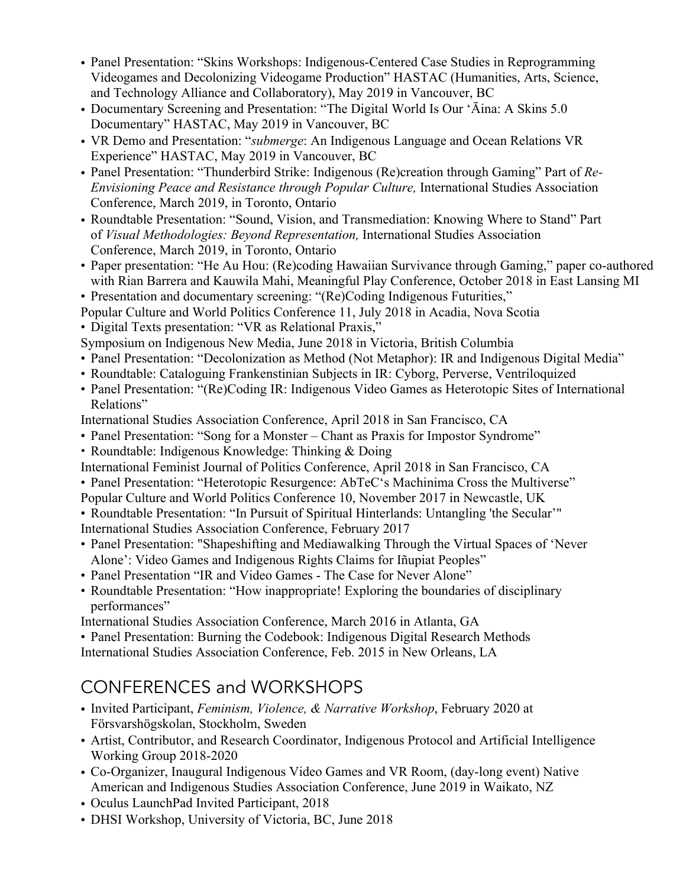- Panel Presentation: "Skins Workshops: Indigenous-Centered Case Studies in Reprogramming Videogames and Decolonizing Videogame Production" HASTAC (Humanities, Arts, Science, and Technology Alliance and Collaboratory), May 2019 in Vancouver, BC
- Documentary Screening and Presentation: "The Digital World Is Our 'Āina: A Skins 5.0 Documentary" HASTAC, May 2019 in Vancouver, BC
- VR Demo and Presentation: "*submerge*: An Indigenous Language and Ocean Relations VR Experience" HASTAC, May 2019 in Vancouver, BC
- Panel Presentation: "Thunderbird Strike: Indigenous (Re)creation through Gaming" Part of *Re-Envisioning Peace and Resistance through Popular Culture,* International Studies Association Conference, March 2019, in Toronto, Ontario
- Roundtable Presentation: "Sound, Vision, and Transmediation: Knowing Where to Stand" Part of *Visual Methodologies: Beyond Representation,* International Studies Association Conference, March 2019, in Toronto, Ontario
- Paper presentation: "He Au Hou: (Re)coding Hawaiian Survivance through Gaming," paper co-authored with Rian Barrera and Kauwila Mahi, Meaningful Play Conference, October 2018 in East Lansing MI
- Presentation and documentary screening: "(Re)Coding Indigenous Futurities,"

Popular Culture and World Politics Conference 11, July 2018 in Acadia, Nova Scotia

- Digital Texts presentation: "VR as Relational Praxis,"

Symposium on Indigenous New Media, June 2018 in Victoria, British Columbia

- Panel Presentation: "Decolonization as Method (Not Metaphor): IR and Indigenous Digital Media"
- Roundtable: Cataloguing Frankenstinian Subjects in IR: Cyborg, Perverse, Ventriloquized
- Panel Presentation: "(Re)Coding IR: Indigenous Video Games as Heterotopic Sites of International Relations"

International Studies Association Conference, April 2018 in San Francisco, CA

- Panel Presentation: "Song for a Monster – Chant as Praxis for Impostor Syndrome"
- Roundtable: Indigenous Knowledge: Thinking & Doing

International Feminist Journal of Politics Conference, April 2018 in San Francisco, CA

- Panel Presentation: "Heterotopic Resurgence: AbTeC's Machinima Cross the Multiverse"

Popular Culture and World Politics Conference 10, November 2017 in Newcastle, UK

- Roundtable Presentation: "In Pursuit of Spiritual Hinterlands: Untangling 'the Secular'"

International Studies Association Conference, February 2017

- Panel Presentation: "Shapeshifting and Mediawalking Through the Virtual Spaces of 'Never Alone': Video Games and Indigenous Rights Claims for Iñupiat Peoples"
- Panel Presentation "IR and Video Games - The Case for Never Alone"
- Roundtable Presentation: "How inappropriate! Exploring the boundaries of disciplinary performances"

International Studies Association Conference, March 2016 in Atlanta, GA

- Panel Presentation: Burning the Codebook: Indigenous Digital Research Methods

International Studies Association Conference, Feb. 2015 in New Orleans, LA

## CONFERENCES and WORKSHOPS

- Invited Participant, *Feminism, Violence, & Narrative Workshop*, February 2020 at Försvarshögskolan, Stockholm, Sweden
- Artist, Contributor, and Research Coordinator, Indigenous Protocol and Artificial Intelligence Working Group 2018-2020
- Co-Organizer, Inaugural Indigenous Video Games and VR Room, (day-long event) Native American and Indigenous Studies Association Conference, June 2019 in Waikato, NZ
- Oculus LaunchPad Invited Participant, 2018
- DHSI Workshop, University of Victoria, BC, June 2018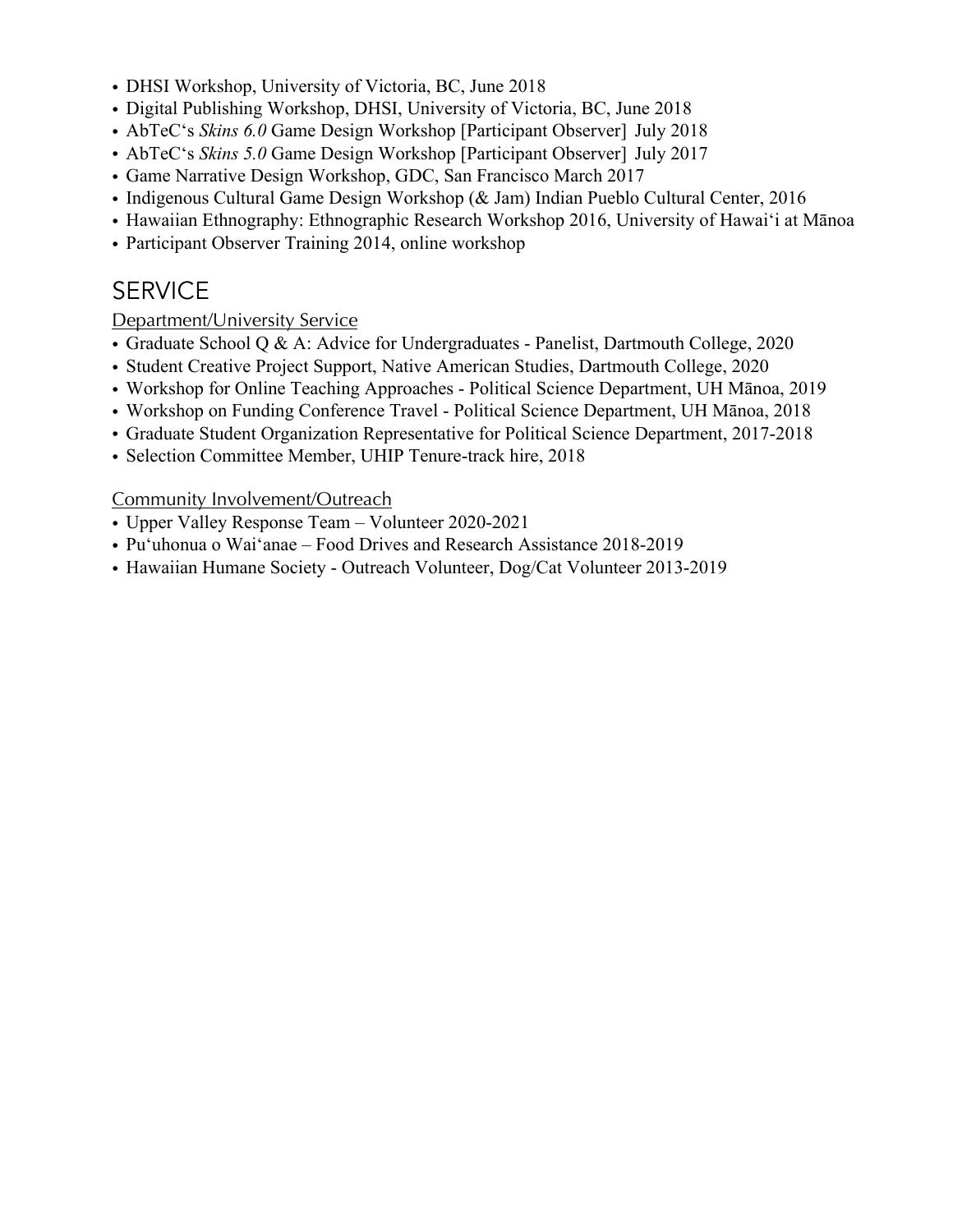- DHSI Workshop, University of Victoria, BC, June 2018
- Digital Publishing Workshop, DHSI, University of Victoria, BC, June 2018
- AbTeC's *Skins 6.0* Game Design Workshop [Participant Observer] July 2018
- AbTeC's *Skins 5.0* Game Design Workshop [Participant Observer] July 2017
- Game Narrative Design Workshop, GDC, San Francisco March 2017
- Indigenous Cultural Game Design Workshop (& Jam) Indian Pueblo Cultural Center, 2016
- Hawaiian Ethnography: Ethnographic Research Workshop 2016, University of Hawaiʻi at Mānoa
- Participant Observer Training 2014, online workshop

## SERVICE

### Department/University Service

- Graduate School Q & A: Advice for Undergraduates - Panelist, Dartmouth College, 2020
- Student Creative Project Support, Native American Studies, Dartmouth College, 2020
- Workshop for Online Teaching Approaches - Political Science Department, UH Mānoa, 2019
- Workshop on Funding Conference Travel - Political Science Department, UH Mānoa, 2018
- Graduate Student Organization Representative for Political Science Department, 2017-2018
- Selection Committee Member, UHIP Tenure-track hire, 2018

### Community Involvement/Outreach

- Upper Valley Response Team – Volunteer 2020-2021
- Puʻuhonua o Waiʻanae – Food Drives and Research Assistance 2018-2019
- Hawaiian Humane Society - Outreach Volunteer, Dog/Cat Volunteer 2013-2019